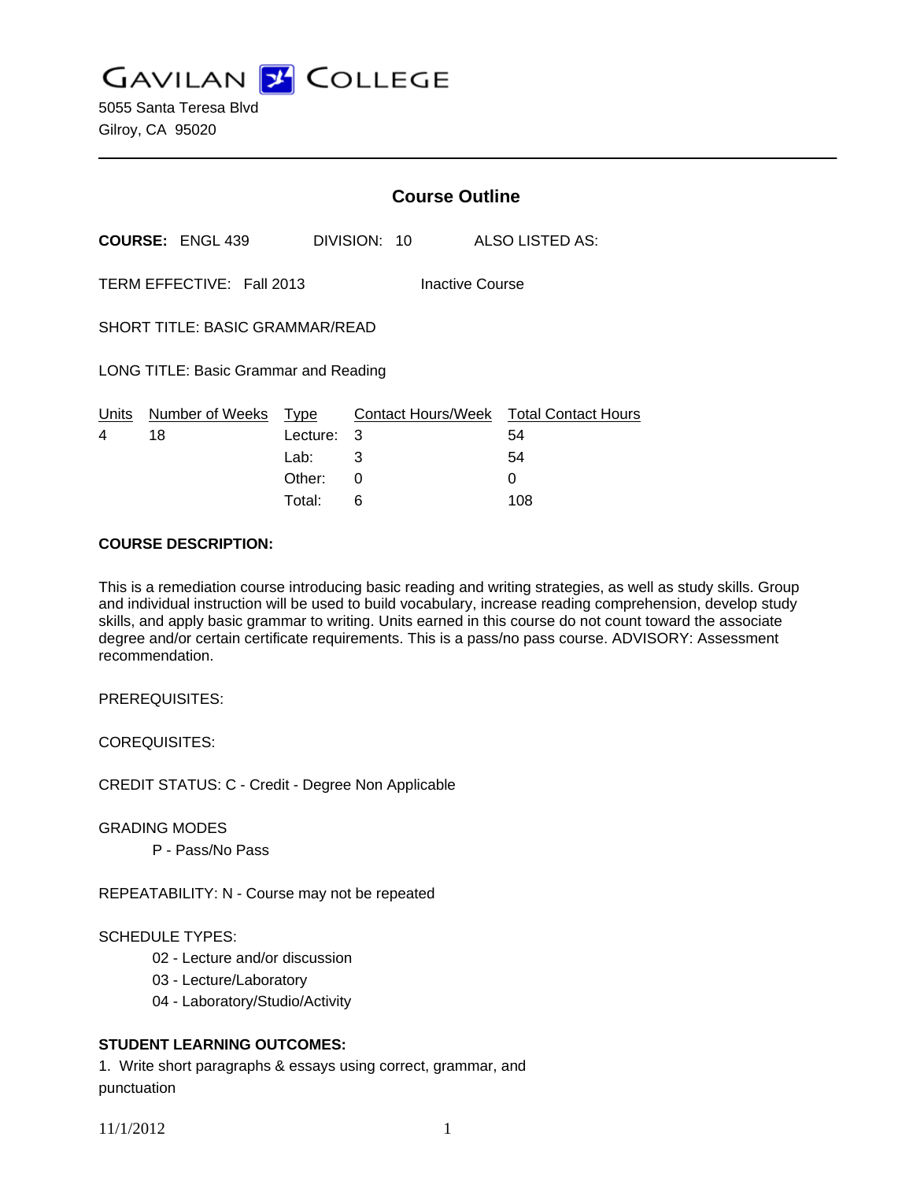# GAVILAN COLLEGE

5055 Santa Teresa Blvd
Gilroy, CA 95020

## Course Outline

**COURSE:** ENGL 439 DIVISION: 10 ALSO LISTED AS:

TERM EFFECTIVE: Fall 2013 Inactive Course

SHORT TITLE: BASIC GRAMMAR/READ

LONG TITLE: Basic Grammar and Reading

| Units | Number of Weeks | Type | Contact Hours/Week | Total Contact Hours |
|---|---|---|---|---|
| 4 | 18 | Lecture: | 3 | 54 |
| | | Lab: | 3 | 54 |
| | | Other: | 0 | 0 |
| | | Total: | 6 | 108 |

**COURSE DESCRIPTION:**

This is a remediation course introducing basic reading and writing strategies, as well as study skills. Group and individual instruction will be used to build vocabulary, increase reading comprehension, develop study skills, and apply basic grammar to writing. Units earned in this course do not count toward the associate degree and/or certain certificate requirements. This is a pass/no pass course. ADVISORY: Assessment recommendation.

PREREQUISITES:

COREQUISITES:

CREDIT STATUS: C - Credit - Degree Non Applicable

GRADING MODES

P - Pass/No Pass

REPEATABILITY: N - Course may not be repeated

SCHEDULE TYPES:

02 - Lecture and/or discussion
03 - Lecture/Laboratory
04 - Laboratory/Studio/Activity

**STUDENT LEARNING OUTCOMES:**

1. Write short paragraphs & essays using correct, grammar, and punctuation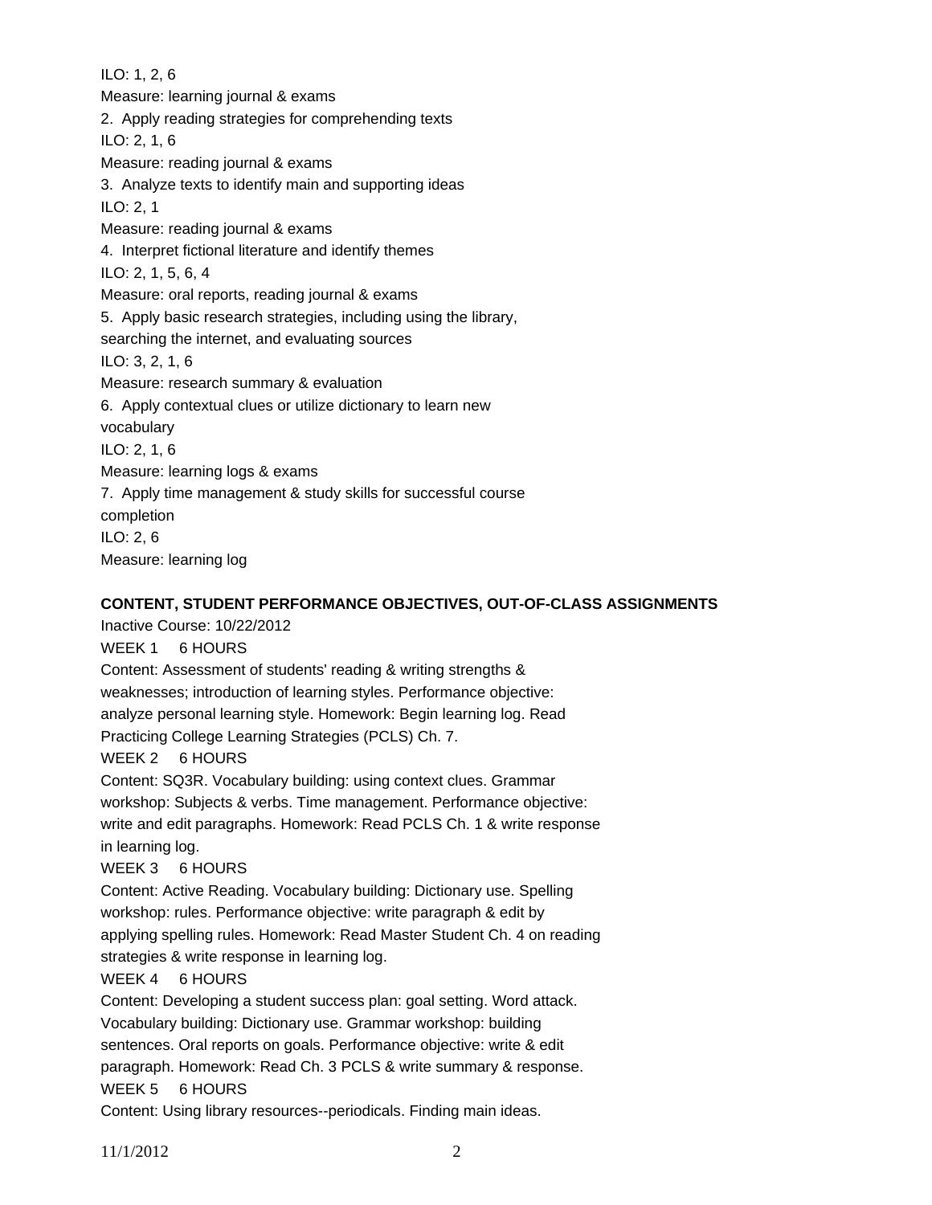ILO: 1, 2, 6

Measure: learning journal & exams

2. Apply reading strategies for comprehending texts

ILO: 2, 1, 6

Measure: reading journal & exams

3. Analyze texts to identify main and supporting ideas

ILO: 2, 1

Measure: reading journal & exams

4. Interpret fictional literature and identify themes

ILO: 2, 1, 5, 6, 4

Measure: oral reports, reading journal & exams

5. Apply basic research strategies, including using the library, searching the internet, and evaluating sources

ILO: 3, 2, 1, 6

Measure: research summary & evaluation

6. Apply contextual clues or utilize dictionary to learn new vocabulary

ILO: 2, 1, 6

Measure: learning logs & exams

7. Apply time management & study skills for successful course completion

ILO: 2, 6

Measure: learning log

**CONTENT, STUDENT PERFORMANCE OBJECTIVES, OUT-OF-CLASS ASSIGNMENTS**

Inactive Course: 10/22/2012

WEEK 1 6 HOURS

Content: Assessment of students' reading & writing strengths & weaknesses; introduction of learning styles. Performance objective: analyze personal learning style. Homework: Begin learning log. Read Practicing College Learning Strategies (PCLS) Ch. 7.

WEEK 2 6 HOURS

Content: SQ3R. Vocabulary building: using context clues. Grammar workshop: Subjects & verbs. Time management. Performance objective: write and edit paragraphs. Homework: Read PCLS Ch. 1 & write response in learning log.

WEEK 3 6 HOURS

Content: Active Reading. Vocabulary building: Dictionary use. Spelling workshop: rules. Performance objective: write paragraph & edit by applying spelling rules. Homework: Read Master Student Ch. 4 on reading strategies & write response in learning log.

WEEK 4 6 HOURS

Content: Developing a student success plan: goal setting. Word attack. Vocabulary building: Dictionary use. Grammar workshop: building sentences. Oral reports on goals. Performance objective: write & edit paragraph. Homework: Read Ch. 3 PCLS & write summary & response.

WEEK 5 6 HOURS

Content: Using library resources--periodicals. Finding main ideas.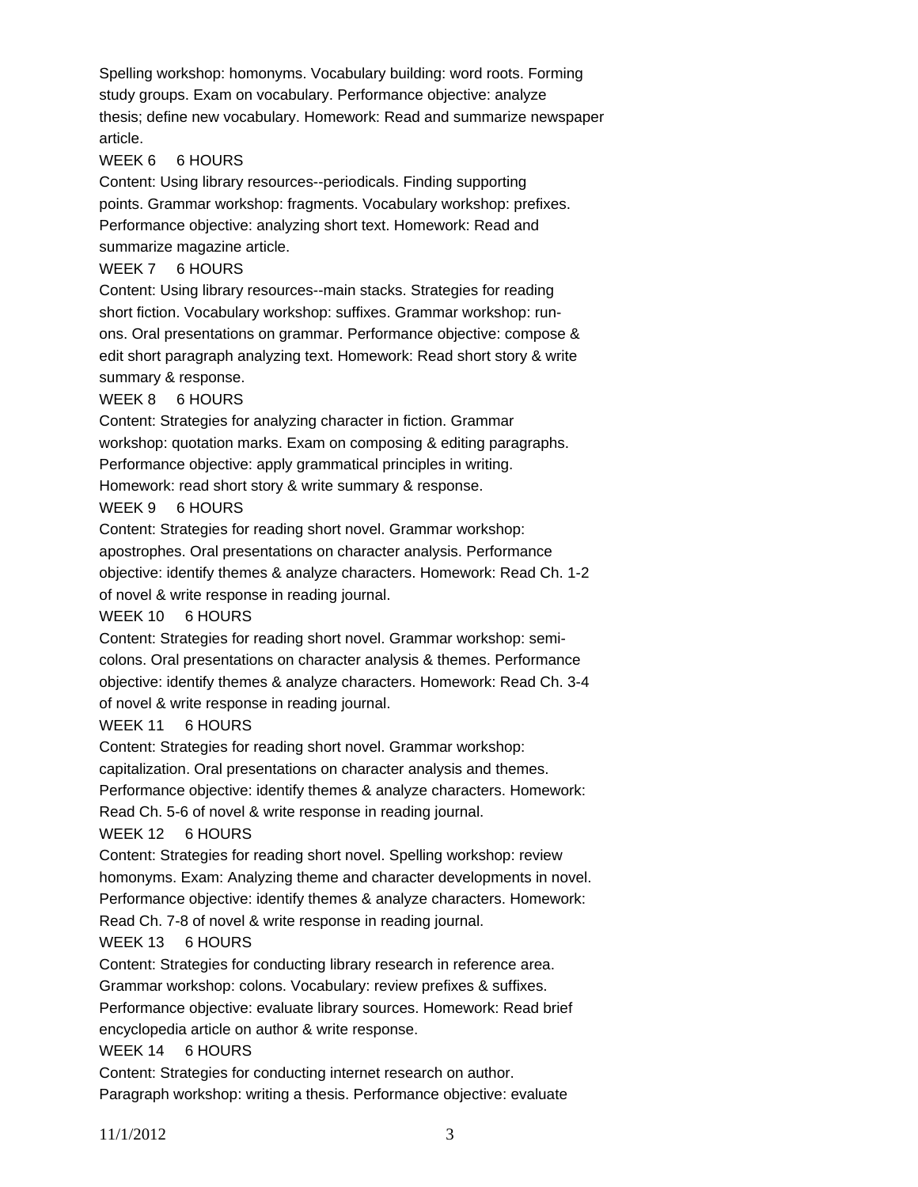Spelling workshop: homonyms. Vocabulary building: word roots. Forming study groups. Exam on vocabulary. Performance objective: analyze thesis; define new vocabulary. Homework: Read and summarize newspaper article.

WEEK 6 6 HOURS

Content: Using library resources--periodicals. Finding supporting points. Grammar workshop: fragments. Vocabulary workshop: prefixes. Performance objective: analyzing short text. Homework: Read and summarize magazine article.

WEEK 7 6 HOURS

Content: Using library resources--main stacks. Strategies for reading short fiction. Vocabulary workshop: suffixes. Grammar workshop: run-ons. Oral presentations on grammar. Performance objective: compose & edit short paragraph analyzing text. Homework: Read short story & write summary & response.

WEEK 8 6 HOURS

Content: Strategies for analyzing character in fiction. Grammar workshop: quotation marks. Exam on composing & editing paragraphs. Performance objective: apply grammatical principles in writing. Homework: read short story & write summary & response.

WEEK 9 6 HOURS

Content: Strategies for reading short novel. Grammar workshop: apostrophes. Oral presentations on character analysis. Performance objective: identify themes & analyze characters. Homework: Read Ch. 1-2 of novel & write response in reading journal.

WEEK 10 6 HOURS

Content: Strategies for reading short novel. Grammar workshop: semi-colons. Oral presentations on character analysis & themes. Performance objective: identify themes & analyze characters. Homework: Read Ch. 3-4 of novel & write response in reading journal.

WEEK 11 6 HOURS

Content: Strategies for reading short novel. Grammar workshop: capitalization. Oral presentations on character analysis and themes. Performance objective: identify themes & analyze characters. Homework: Read Ch. 5-6 of novel & write response in reading journal.

WEEK 12 6 HOURS

Content: Strategies for reading short novel. Spelling workshop: review homonyms. Exam: Analyzing theme and character developments in novel. Performance objective: identify themes & analyze characters. Homework: Read Ch. 7-8 of novel & write response in reading journal.

WEEK 13 6 HOURS

Content: Strategies for conducting library research in reference area. Grammar workshop: colons. Vocabulary: review prefixes & suffixes. Performance objective: evaluate library sources. Homework: Read brief encyclopedia article on author & write response.

WEEK 14 6 HOURS

Content: Strategies for conducting internet research on author. Paragraph workshop: writing a thesis. Performance objective: evaluate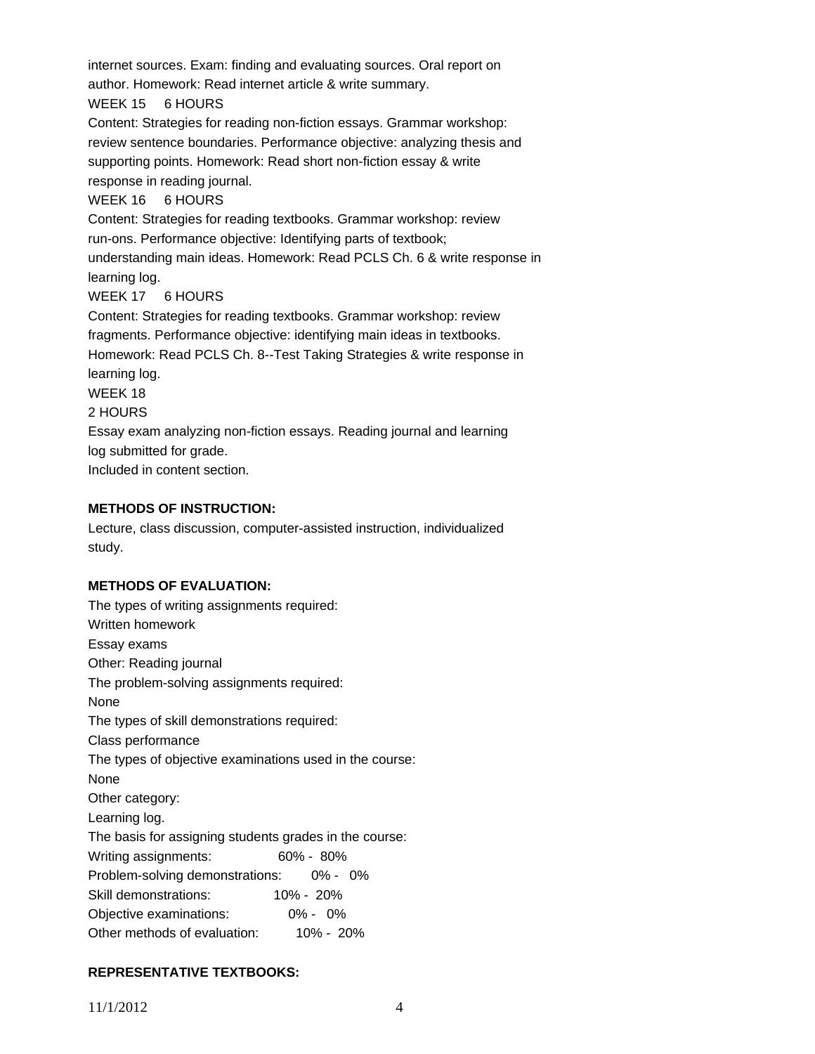internet sources. Exam: finding and evaluating sources. Oral report on author. Homework: Read internet article & write summary.

WEEK 15     6 HOURS

Content: Strategies for reading non-fiction essays. Grammar workshop: review sentence boundaries. Performance objective: analyzing thesis and supporting points. Homework: Read short non-fiction essay & write response in reading journal.

WEEK 16     6 HOURS

Content: Strategies for reading textbooks. Grammar workshop: review run-ons. Performance objective: Identifying parts of textbook; understanding main ideas. Homework: Read PCLS Ch. 6 & write response in learning log.

WEEK 17     6 HOURS

Content: Strategies for reading textbooks. Grammar workshop: review fragments. Performance objective: identifying main ideas in textbooks. Homework: Read PCLS Ch. 8--Test Taking Strategies & write response in learning log.

WEEK 18

2 HOURS

Essay exam analyzing non-fiction essays. Reading journal and learning log submitted for grade.

Included in content section.

**METHODS OF INSTRUCTION:**

Lecture, class discussion, computer-assisted instruction, individualized study.

**METHODS OF EVALUATION:**

The types of writing assignments required:

Written homework

Essay exams

Other: Reading journal

The problem-solving assignments required:

None

The types of skill demonstrations required:

Class performance

The types of objective examinations used in the course:

None

Other category:

Learning log.

The basis for assigning students grades in the course:

| | |
|---|---|
| Writing assignments: | 60% - 80% |
| Problem-solving demonstrations: | 0% - 0% |
| Skill demonstrations: | 10% - 20% |
| Objective examinations: | 0% - 0% |
| Other methods of evaluation: | 10% - 20% |

**REPRESENTATIVE TEXTBOOKS:**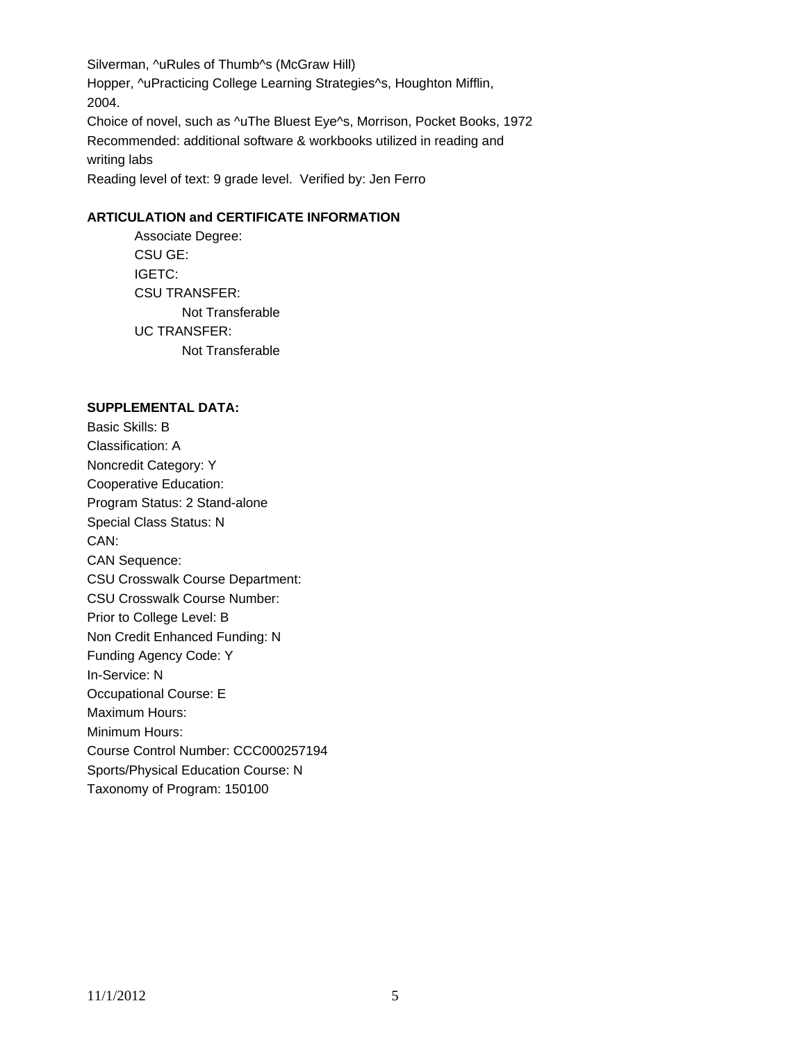Silverman, ^uRules of Thumb^s (McGraw Hill)
Hopper, ^uPracticing College Learning Strategies^s, Houghton Mifflin, 2004.
Choice of novel, such as ^uThe Bluest Eye^s, Morrison, Pocket Books, 1972
Recommended: additional software & workbooks utilized in reading and writing labs
Reading level of text: 9 grade level.  Verified by: Jen Ferro

**ARTICULATION and CERTIFICATE INFORMATION**

Associate Degree:
CSU GE:
IGETC:
CSU TRANSFER:
Not Transferable
UC TRANSFER:
Not Transferable

**SUPPLEMENTAL DATA:**

Basic Skills: B
Classification: A
Noncredit Category: Y
Cooperative Education:
Program Status: 2 Stand-alone
Special Class Status: N
CAN:
CAN Sequence:
CSU Crosswalk Course Department:
CSU Crosswalk Course Number:
Prior to College Level: B
Non Credit Enhanced Funding: N
Funding Agency Code: Y
In-Service: N
Occupational Course: E
Maximum Hours:
Minimum Hours:
Course Control Number: CCC000257194
Sports/Physical Education Course: N
Taxonomy of Program: 150100